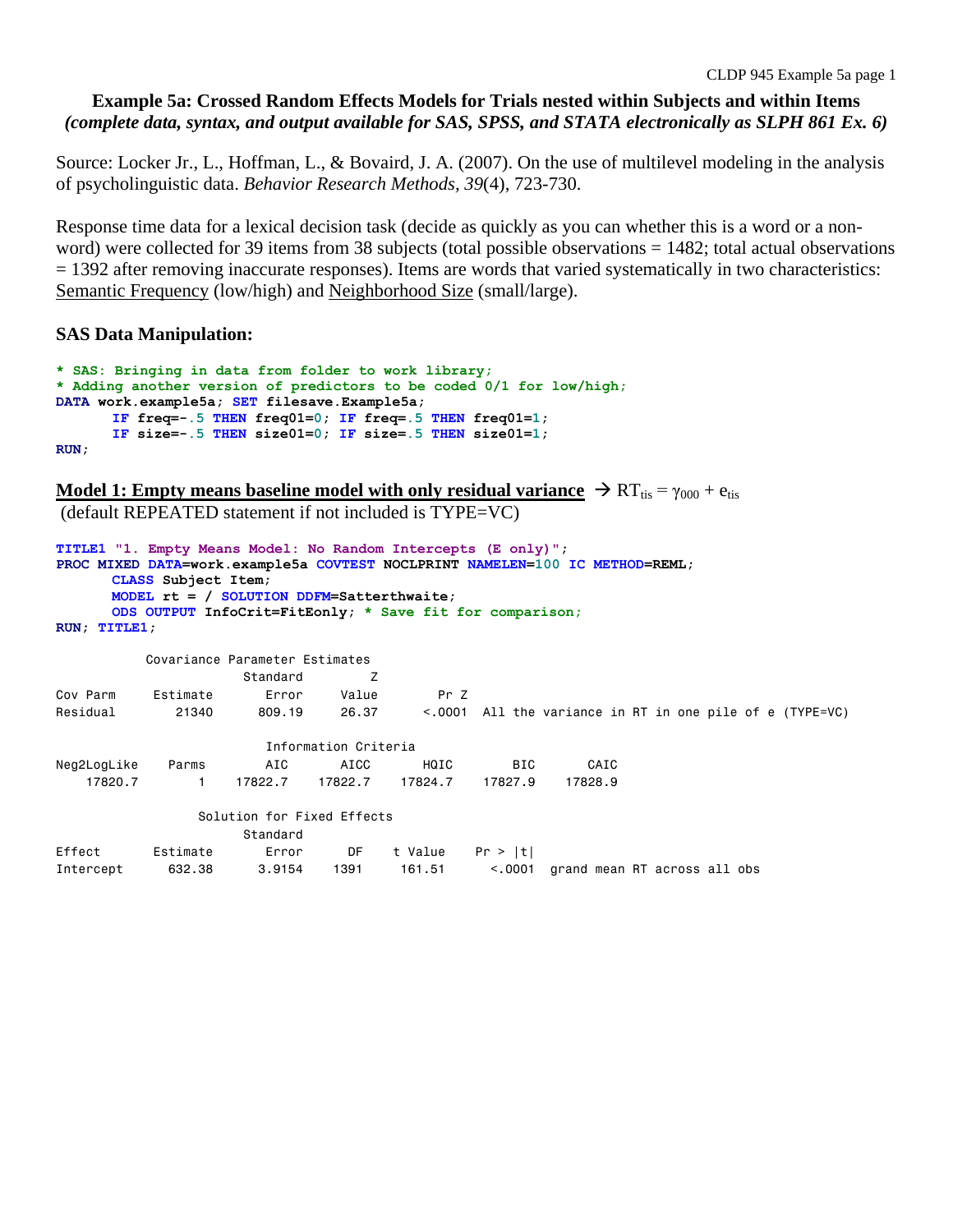# Example 5a: Crossed Random Effects Models for Trials nested within Subjects and within Items

***(complete data, syntax, and output available for SAS, SPSS, and STATA electronically as SLPH 861 Ex. 6)***

Source: Locker Jr., L., Hoffman, L., & Bovaird, J. A. (2007). On the use of multilevel modeling in the analysis of psycholinguistic data. *Behavior Research Methods, 39*(4), 723-730.

Response time data for a lexical decision task (decide as quickly as you can whether this is a word or a non-word) were collected for 39 items from 38 subjects (total possible observations = 1482; total actual observations = 1392 after removing inaccurate responses). Items are words that varied systematically in two characteristics: Semantic Frequency (low/high) and Neighborhood Size (small/large).

## SAS Data Manipulation:

```
* SAS: Bringing in data from folder to work library;
* Adding another version of predictors to be coded 0/1 for low/high;
DATA work.example5a; SET filesave.Example5a;
      IF freq=-.5 THEN freq01=0; IF freq=.5 THEN freq01=1;
      IF size=-.5 THEN size01=0; IF size=.5 THEN size01=1;
RUN;
```

**Model 1: Empty means baseline model with only residual variance** → $RT_{tis} = \gamma_{000} + e_{tis}$
(default REPEATED statement if not included is TYPE=VC)

```
TITLE1 "1. Empty Means Model: No Random Intercepts (E only)";
PROC MIXED DATA=work.example5a COVTEST NOCLPRINT NAMELEN=100 IC METHOD=REML;
      CLASS Subject Item;
      MODEL rt = / SOLUTION DDFM=Satterthwaite;
      ODS OUTPUT InfoCrit=FitEonly; * Save fit for comparison;
RUN; TITLE1;
```

```
           Covariance Parameter Estimates
                       Standard         Z
Cov Parm     Estimate     Error     Value       Pr Z
Residual        21340    809.19     26.37     <.0001  All the variance in RT in one pile of e (TYPE=VC)

                          Information Criteria
Neg2LogLike    Parms       AIC      AICC      HQIC       BIC      CAIC
    17820.7        1   17822.7   17822.7   17824.7   17827.9   17828.9

                Solution for Fixed Effects
                       Standard
Effect       Estimate     Error      DF    t Value    Pr > |t|
Intercept      632.38    3.9154    1391     161.51      <.0001  grand mean RT across all obs
```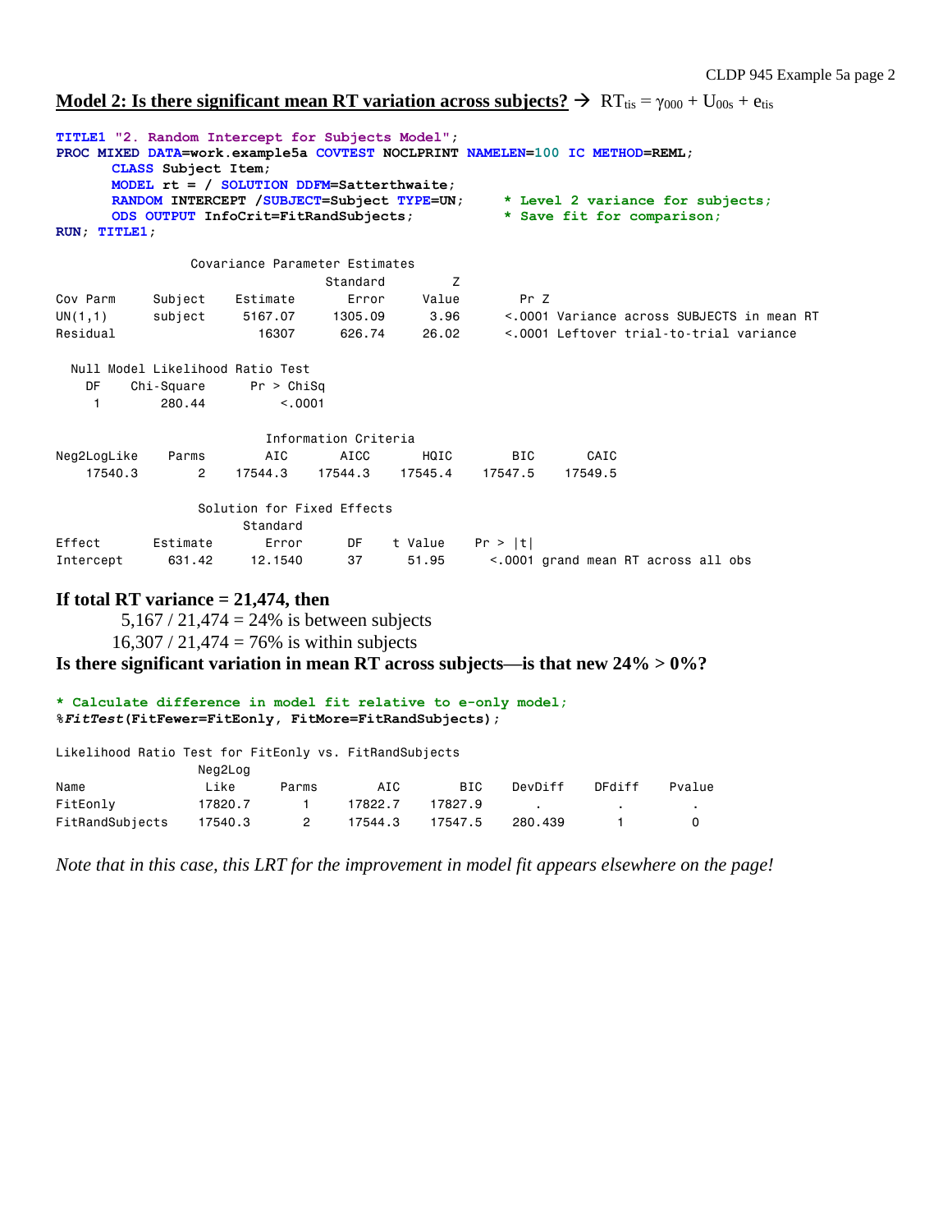## Model 2: Is there significant mean RT variation across subjects? → $RT_{tis} = \gamma_{000} + U_{00s} + e_{tis}$

```
TITLE1 "2. Random Intercept for Subjects Model";
PROC MIXED DATA=work.example5a COVTEST NOCLPRINT NAMELEN=100 IC METHOD=REML;
      CLASS Subject Item;
      MODEL rt = / SOLUTION DDFM=Satterthwaite;
      RANDOM INTERCEPT /SUBJECT=Subject TYPE=UN;     * Level 2 variance for subjects;
      ODS OUTPUT InfoCrit=FitRandSubjects;           * Save fit for comparison;
RUN; TITLE1;
```

```
                 Covariance Parameter Estimates
                                   Standard         Z
Cov Parm     Subject    Estimate      Error     Value       Pr Z
UN(1,1)      subject     5167.07    1305.09      3.96     <.0001 Variance across SUBJECTS in mean RT
Residual                   16307     626.74     26.02     <.0001 Leftover trial-to-trial variance

  Null Model Likelihood Ratio Test
    DF    Chi-Square      Pr > ChiSq
     1        280.44          <.0001

                          Information Criteria
Neg2LogLike    Parms       AIC      AICC      HQIC       BIC      CAIC
    17540.3        2   17544.3   17544.3   17545.4   17547.5   17549.5

                   Solution for Fixed Effects
                        Standard
Effect       Estimate      Error      DF    t Value    Pr > |t|
Intercept      631.42    12.1540      37      51.95      <.0001 grand mean RT across all obs
```

**If total RT variance = 21,474, then**

5,167 / 21,474 = 24% is between subjects

16,307 / 21,474 = 76% is within subjects

**Is there significant variation in mean RT across subjects—is that new 24% > 0%?**

```
* Calculate difference in model fit relative to e-only model;
%FitTest(FitFewer=FitEonly, FitMore=FitRandSubjects);
```

```
Likelihood Ratio Test for FitEonly vs. FitRandSubjects
                 Neg2Log
Name               Like     Parms       AIC       BIC    DevDiff    DFdiff    Pvalue
FitEonly         17820.7      1     17822.7   17827.9       .          .         .
FitRandSubjects  17540.3      2     17544.3   17547.5    280.439       1         0
```

*Note that in this case, this LRT for the improvement in model fit appears elsewhere on the page!*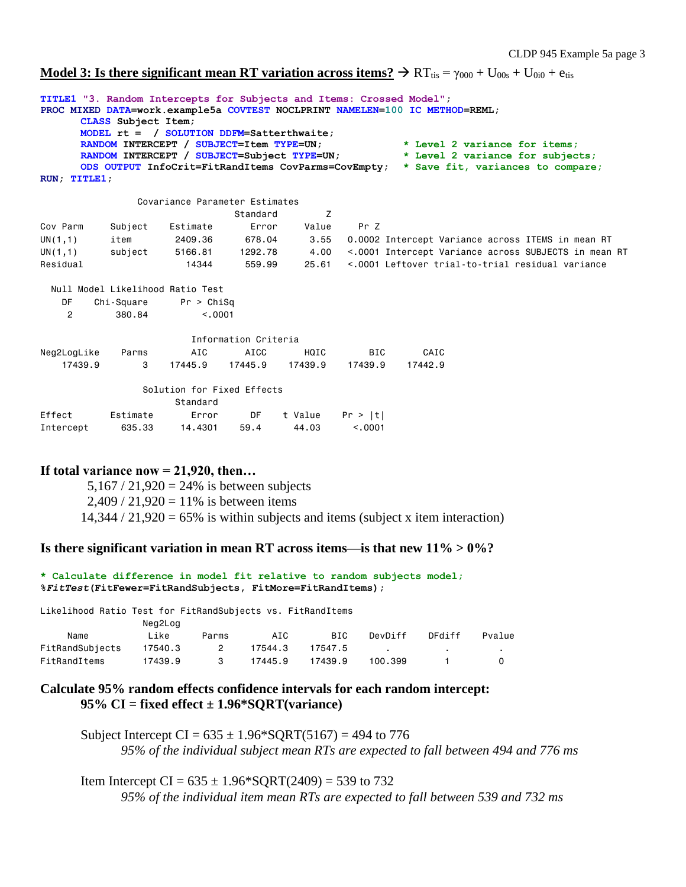**Model 3: Is there significant mean RT variation across items?** → $RT_{tis} = \gamma_{000} + U_{00s} + U_{0i0} + e_{tis}$

```
TITLE1 "3. Random Intercepts for Subjects and Items: Crossed Model";
PROC MIXED DATA=work.example5a COVTEST NOCLPRINT NAMELEN=100 IC METHOD=REML;
      CLASS Subject Item;
      MODEL rt =  / SOLUTION DDFM=Satterthwaite;
      RANDOM INTERCEPT / SUBJECT=Item TYPE=UN;            * Level 2 variance for items;
      RANDOM INTERCEPT / SUBJECT=Subject TYPE=UN;         * Level 2 variance for subjects;
      ODS OUTPUT InfoCrit=FitRandItems CovParms=CovEmpty; * Save fit, variances to compare;
RUN; TITLE1;
```

```
                Covariance Parameter Estimates
                                  Standard         Z
Cov Parm     Subject    Estimate     Error     Value      Pr Z
UN(1,1)      item        2409.36    678.04      3.55    0.0002 Intercept Variance across ITEMS in mean RT
UN(1,1)      subject     5166.81   1292.78      4.00    <.0001 Intercept Variance across SUBJECTS in mean RT
Residual                   14344    559.99     25.61    <.0001 Leftover trial-to-trial residual variance

  Null Model Likelihood Ratio Test
    DF    Chi-Square      Pr > ChiSq
     2        380.84          <.0001

                          Information Criteria
Neg2LogLike     Parms      AIC       AICC      HQIC       BIC      CAIC
    17439.9         3    17445.9   17445.9   17439.9   17439.9   17442.9

                 Solution for Fixed Effects
                         Standard
Effect       Estimate       Error      DF    t Value    Pr > |t|
Intercept      635.33     14.4301    59.4      44.03      <.0001
```

**If total variance now = 21,920, then…**

5,167 / 21,920 = 24% is between subjects
2,409 / 21,920 = 11% is between items
14,344 / 21,920 = 65% is within subjects and items (subject x item interaction)

**Is there significant variation in mean RT across items—is that new 11% > 0%?**

```
* Calculate difference in model fit relative to random subjects model;
%FitTest(FitFewer=FitRandSubjects, FitMore=FitRandItems);
```

```
Likelihood Ratio Test for FitRandSubjects vs. FitRandItems
                 Neg2Log
     Name          Like      Parms        AIC        BIC     DevDiff     DFdiff     Pvalue
FitRandSubjects   17540.3       2      17544.3    17547.5        .          .          .
FitRandItems      17439.9       3      17445.9    17439.9     100.399       1          0
```

**Calculate 95% random effects confidence intervals for each random intercept:**
**95% CI = fixed effect ± 1.96*SQRT(variance)**

Subject Intercept CI = 635 ± 1.96*SQRT(5167) = 494 to 776
*95% of the individual subject mean RTs are expected to fall between 494 and 776 ms*

Item Intercept CI = 635 ± 1.96*SQRT(2409) = 539 to 732
*95% of the individual item mean RTs are expected to fall between 539 and 732 ms*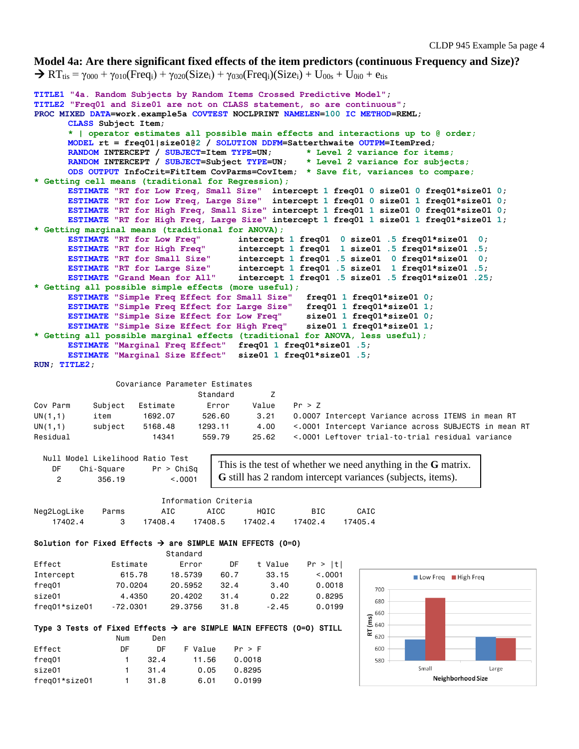## Model 4a: Are there significant fixed effects of the item predictors (continuous Frequency and Size)?

→ $RT_{tis} = \gamma_{000} + \gamma_{010}(Freq_i) + \gamma_{020}(Size_i) + \gamma_{030}(Freq_i)(Size_i) + U_{00s} + U_{0i0} + e_{tis}$

```
TITLE1 "4a. Random Subjects by Random Items Crossed Predictive Model";
TITLE2 "Freq01 and Size01 are not on CLASS statement, so are continuous";
PROC MIXED DATA=work.example5a COVTEST NOCLPRINT NAMELEN=100 IC METHOD=REML;
      CLASS Subject Item;
      * | operator estimates all possible main effects and interactions up to @ order;
      MODEL rt = freq01|size01@2 / SOLUTION DDFM=Satterthwaite OUTPM=ItemPred;
      RANDOM INTERCEPT / SUBJECT=Item TYPE=UN;       * Level 2 variance for items;
      RANDOM INTERCEPT / SUBJECT=Subject TYPE=UN;    * Level 2 variance for subjects;
      ODS OUTPUT InfoCrit=FitItem CovParms=CovItem;  * Save fit, variances to compare;
* Getting cell means (traditional for Regression);
      ESTIMATE "RT for Low Freq, Small Size"  intercept 1 freq01 0 size01 0 freq01*size01 0;
      ESTIMATE "RT for Low Freq, Large Size"  intercept 1 freq01 0 size01 1 freq01*size01 0;
      ESTIMATE "RT for High Freq, Small Size" intercept 1 freq01 1 size01 0 freq01*size01 0;
      ESTIMATE "RT for High Freq, Large Size" intercept 1 freq01 1 size01 1 freq01*size01 1;
* Getting marginal means (traditional for ANOVA);
      ESTIMATE "RT for Low Freq"      intercept 1 freq01  0 size01 .5 freq01*size01  0;
      ESTIMATE "RT for High Freq"     intercept 1 freq01  1 size01 .5 freq01*size01 .5;
      ESTIMATE "RT for Small Size"    intercept 1 freq01 .5 size01  0 freq01*size01  0;
      ESTIMATE "RT for Large Size"    intercept 1 freq01 .5 size01  1 freq01*size01 .5;
      ESTIMATE "Grand Mean for All"   intercept 1 freq01 .5 size01 .5 freq01*size01 .25;
* Getting all possible simple effects (more useful);
      ESTIMATE "Simple Freq Effect for Small Size"   freq01 1 freq01*size01 0;
      ESTIMATE "Simple Freq Effect for Large Size"   freq01 1 freq01*size01 1;
      ESTIMATE "Simple Size Effect for Low Freq"     size01 1 freq01*size01 0;
      ESTIMATE "Simple Size Effect for High Freq"    size01 1 freq01*size01 1;
* Getting all possible marginal effects (traditional for ANOVA, less useful);
      ESTIMATE "Marginal Freq Effect"   freq01 1 freq01*size01 .5;
      ESTIMATE "Marginal Size Effect"   size01 1 freq01*size01 .5;
RUN; TITLE2;
```

**Covariance Parameter Estimates**

| Cov Parm | Subject | Estimate | Standard Error | Z Value | Pr > Z | |
|---|---|---|---|---|---|---|
| UN(1,1) | item | 1692.07 | 526.60 | 3.21 | 0.0007 | Intercept Variance across ITEMS in mean RT |
| UN(1,1) | subject | 5168.48 | 1293.11 | 4.00 | <.0001 | Intercept Variance across SUBJECTS in mean RT |
| Residual | | 14341 | 559.79 | 25.62 | <.0001 | Leftover trial-to-trial residual variance |

**Null Model Likelihood Ratio Test**

| DF | Chi-Square | Pr > ChiSq |
|---|---|---|
| 2 | 356.19 | <.0001 |

This is the test of whether we need anything in the **G** matrix. **G** still has 2 random intercept variances (subjects, items).

**Information Criteria**

| Neg2LogLike | Parms | AIC | AICC | HQIC | BIC | CAIC |
|---|---|---|---|---|---|---|
| 17402.4 | 3 | 17408.4 | 17408.5 | 17402.4 | 17402.4 | 17405.4 |

**Solution for Fixed Effects → are SIMPLE MAIN EFFECTS (0=0)**

| Effect | Estimate | Standard Error | DF | t Value | Pr > \|t\| |
|---|---|---|---|---|---|
| Intercept | 615.78 | 18.5739 | 60.7 | 33.15 | <.0001 |
| freq01 | 70.0204 | 20.5952 | 32.4 | 3.40 | 0.0018 |
| size01 | 4.4350 | 20.4202 | 31.4 | 0.22 | 0.8295 |
| freq01*size01 | -72.0301 | 29.3756 | 31.8 | -2.45 | 0.0199 |

**Type 3 Tests of Fixed Effects → are SIMPLE MAIN EFFECTS (0=0) STILL**

| Effect | Num DF | Den DF | F Value | Pr > F |
|---|---|---|---|---|
| freq01 | 1 | 32.4 | 11.56 | 0.0018 |
| size01 | 1 | 31.4 | 0.05 | 0.8295 |
| freq01*size01 | 1 | 31.8 | 6.01 | 0.0199 |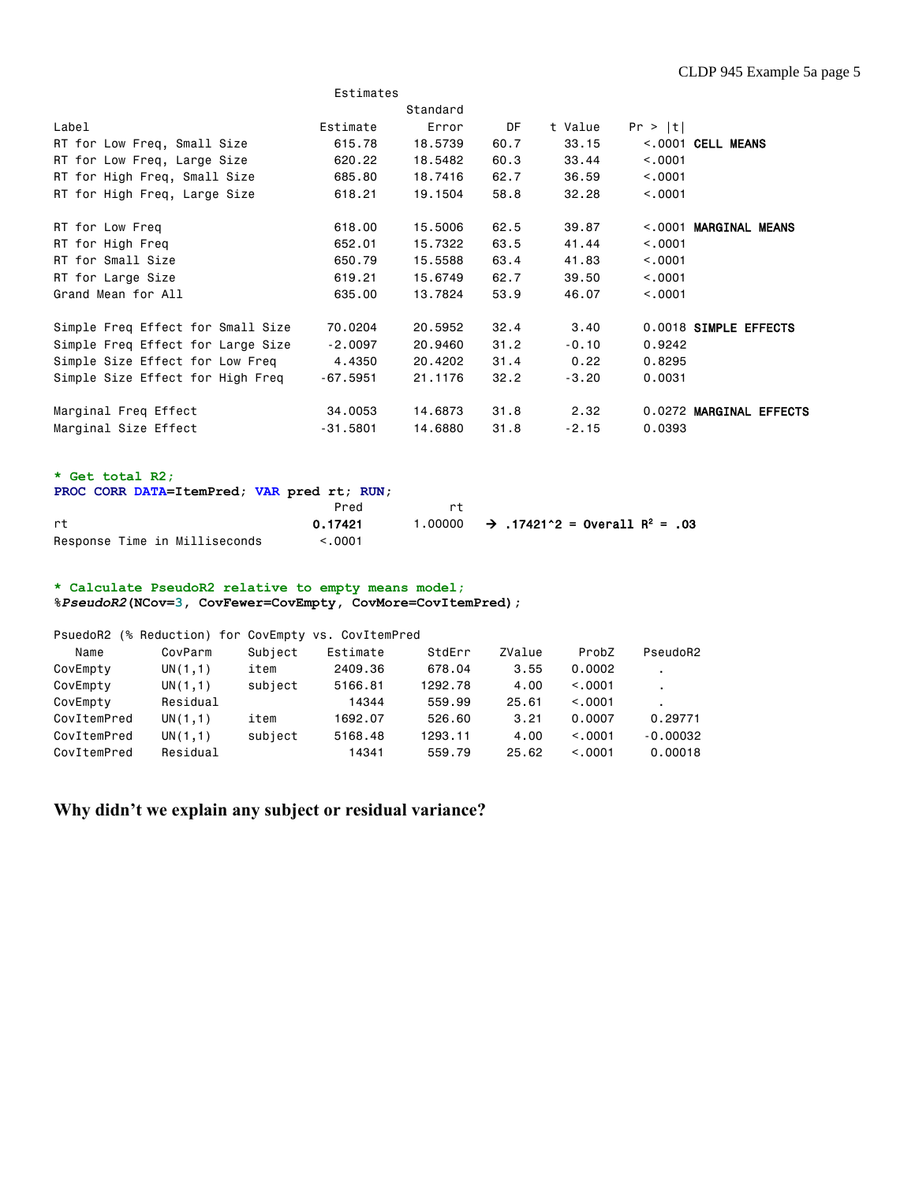```
                                   Estimates
                                          Standard
Label                              Estimate      Error      DF    t Value    Pr > |t|
RT for Low Freq, Small Size          615.78    18.5739    60.7      33.15      <.0001 CELL MEANS
RT for Low Freq, Large Size          620.22    18.5482    60.3      33.44      <.0001
RT for High Freq, Small Size         685.80    18.7416    62.7      36.59      <.0001
RT for High Freq, Large Size         618.21    19.1504    58.8      32.28      <.0001

RT for Low Freq                      618.00    15.5006    62.5      39.87      <.0001 MARGINAL MEANS
RT for High Freq                     652.01    15.7322    63.5      41.44      <.0001
RT for Small Size                    650.79    15.5588    63.4      41.83      <.0001
RT for Large Size                    619.21    15.6749    62.7      39.50      <.0001
Grand Mean for All                   635.00    13.7824    53.9      46.07      <.0001

Simple Freq Effect for Small Size   70.0204    20.5952    32.4       3.40      0.0018 SIMPLE EFFECTS
Simple Freq Effect for Large Size   -2.0097    20.9460    31.2      -0.10      0.9242
Simple Size Effect for Low Freq      4.4350    20.4202    31.4       0.22      0.8295
Simple Size Effect for High Freq   -67.5951    21.1176    32.2      -3.20      0.0031

Marginal Freq Effect                34.0053    14.6873    31.8       2.32      0.0272 MARGINAL EFFECTS
Marginal Size Effect               -31.5801    14.6880    31.8      -2.15      0.0393
```

```
* Get total R2;
PROC CORR DATA=ItemPred; VAR pred rt; RUN;
                                       Pred          rt
rt                                  0.17421     1.00000   → .17421^2 = Overall R² = .03
Response Time in Milliseconds        <.0001
```

```
* Calculate PseudoR2 relative to empty means model;
%PseudoR2(NCov=3, CovFewer=CovEmpty, CovMore=CovItemPred);

PsuedoR2 (% Reduction) for CovEmpty vs. CovItemPred
   Name          CovParm    Subject    Estimate      StdErr    ZValue      ProbZ    PseudoR2
CovEmpty       UN(1,1)    item        2409.36      678.04      3.55     0.0002        .
CovEmpty       UN(1,1)    subject     5166.81     1292.78      4.00     <.0001        .
CovEmpty       Residual                 14344      559.99     25.61     <.0001        .
CovItemPred    UN(1,1)    item        1692.07      526.60      3.21     0.0007     0.29771
CovItemPred    UN(1,1)    subject     5168.48     1293.11      4.00     <.0001    -0.00032
CovItemPred    Residual                 14341      559.79     25.62     <.0001     0.00018
```

**Why didn't we explain any subject or residual variance?**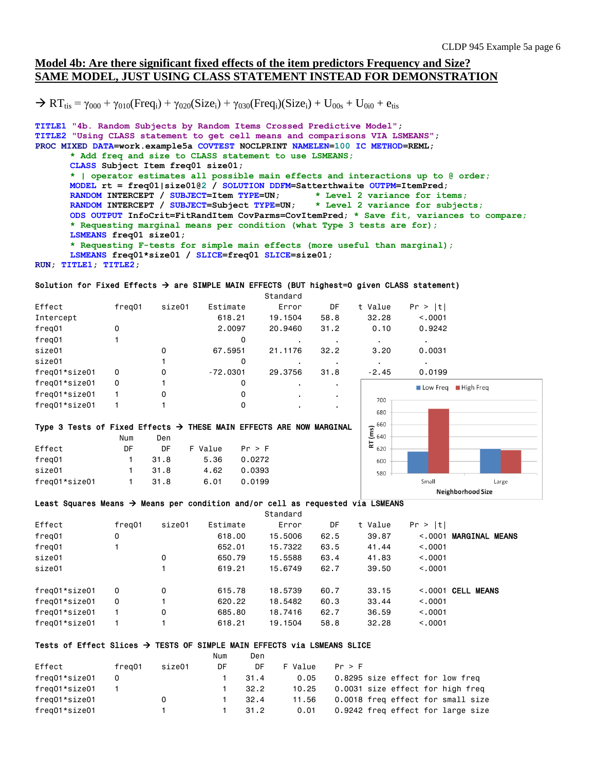# Model 4b: Are there significant fixed effects of the item predictors Frequency and Size? SAME MODEL, JUST USING CLASS STATEMENT INSTEAD FOR DEMONSTRATION

$\rightarrow RT_{tis} = \gamma_{000} + \gamma_{010}(Freq_i) + \gamma_{020}(Size_i) + \gamma_{030}(Freq_i)(Size_i) + U_{00s} + U_{0i0} + e_{tis}$

```
TITLE1 "4b. Random Subjects by Random Items Crossed Predictive Model";
TITLE2 "Using CLASS statement to get cell means and comparisons VIA LSMEANS";
PROC MIXED DATA=work.example5a COVTEST NOCLPRINT NAMELEN=100 IC METHOD=REML;
      * Add freq and size to CLASS statement to use LSMEANS;
      CLASS Subject Item freq01 size01;
      * | operator estimates all possible main effects and interactions up to @ order;
      MODEL rt = freq01|size01@2 / SOLUTION DDFM=Satterthwaite OUTPM=ItemPred;
      RANDOM INTERCEPT / SUBJECT=Item TYPE=UN;       * Level 2 variance for items;
      RANDOM INTERCEPT / SUBJECT=Subject TYPE=UN;    * Level 2 variance for subjects;
      ODS OUTPUT InfoCrit=FitRandItem CovParms=CovItemPred; * Save fit, variances to compare;
      * Requesting marginal means per condition (what Type 3 tests are for);
      LSMEANS freq01 size01;
      * Requesting F-tests for simple main effects (more useful than marginal);
      LSMEANS freq01*size01 / SLICE=freq01 SLICE=size01;
RUN; TITLE1; TITLE2;
```

**Solution for Fixed Effects → are SIMPLE MAIN EFFECTS (BUT highest=0 given CLASS statement)**

| Effect | freq01 | size01 | Estimate | Standard Error | DF | t Value | Pr > \|t\| |
|---|---|---|---|---|---|---|---|
| Intercept | | | 618.21 | 19.1504 | 58.8 | 32.28 | <.0001 |
| freq01 | 0 | | 2.0097 | 20.9460 | 31.2 | 0.10 | 0.9242 |
| freq01 | 1 | | 0 | . | . | . | . |
| size01 | | 0 | 67.5951 | 21.1176 | 32.2 | 3.20 | 0.0031 |
| size01 | | 1 | 0 | . | . | . | . |
| freq01*size01 | 0 | 0 | -72.0301 | 29.3756 | 31.8 | -2.45 | 0.0199 |
| freq01*size01 | 0 | 1 | 0 | . | . | | |
| freq01*size01 | 1 | 0 | 0 | . | . | | |
| freq01*size01 | 1 | 1 | 0 | . | . | | |

**Type 3 Tests of Fixed Effects → THESE MAIN EFFECTS ARE NOW MARGINAL**

| Effect | Num DF | Den DF | F Value | Pr > F |
|---|---|---|---|---|
| freq01 | 1 | 31.8 | 5.36 | 0.0272 |
| size01 | 1 | 31.8 | 4.62 | 0.0393 |
| freq01*size01 | 1 | 31.8 | 6.01 | 0.0199 |

**Least Squares Means → Means per condition and/or cell as requested via LSMEANS**

| Effect | freq01 | size01 | Estimate | Standard Error | DF | t Value | Pr > \|t\| | |
|---|---|---|---|---|---|---|---|---|
| freq01 | 0 | | 618.00 | 15.5006 | 62.5 | 39.87 | <.0001 | MARGINAL MEANS |
| freq01 | 1 | | 652.01 | 15.7322 | 63.5 | 41.44 | <.0001 | |
| size01 | | 0 | 650.79 | 15.5588 | 63.4 | 41.83 | <.0001 | |
| size01 | | 1 | 619.21 | 15.6749 | 62.7 | 39.50 | <.0001 | |
| freq01*size01 | 0 | 0 | 615.78 | 18.5739 | 60.7 | 33.15 | <.0001 | CELL MEANS |
| freq01*size01 | 0 | 1 | 620.22 | 18.5482 | 60.3 | 33.44 | <.0001 | |
| freq01*size01 | 1 | 0 | 685.80 | 18.7416 | 62.7 | 36.59 | <.0001 | |
| freq01*size01 | 1 | 1 | 618.21 | 19.1504 | 58.8 | 32.28 | <.0001 | |

**Tests of Effect Slices → TESTS OF SIMPLE MAIN EFFECTS via LSMEANS SLICE**

| Effect | freq01 | size01 | Num DF | Den DF | F Value | Pr > F | |
|---|---|---|---|---|---|---|---|
| freq01*size01 | 0 | | 1 | 31.4 | 0.05 | 0.8295 | size effect for low freq |
| freq01*size01 | 1 | | 1 | 32.2 | 10.25 | 0.0031 | size effect for high freq |
| freq01*size01 | | 0 | 1 | 32.4 | 11.56 | 0.0018 | freq effect for small size |
| freq01*size01 | | 1 | 1 | 31.2 | 0.01 | 0.9242 | freq effect for large size |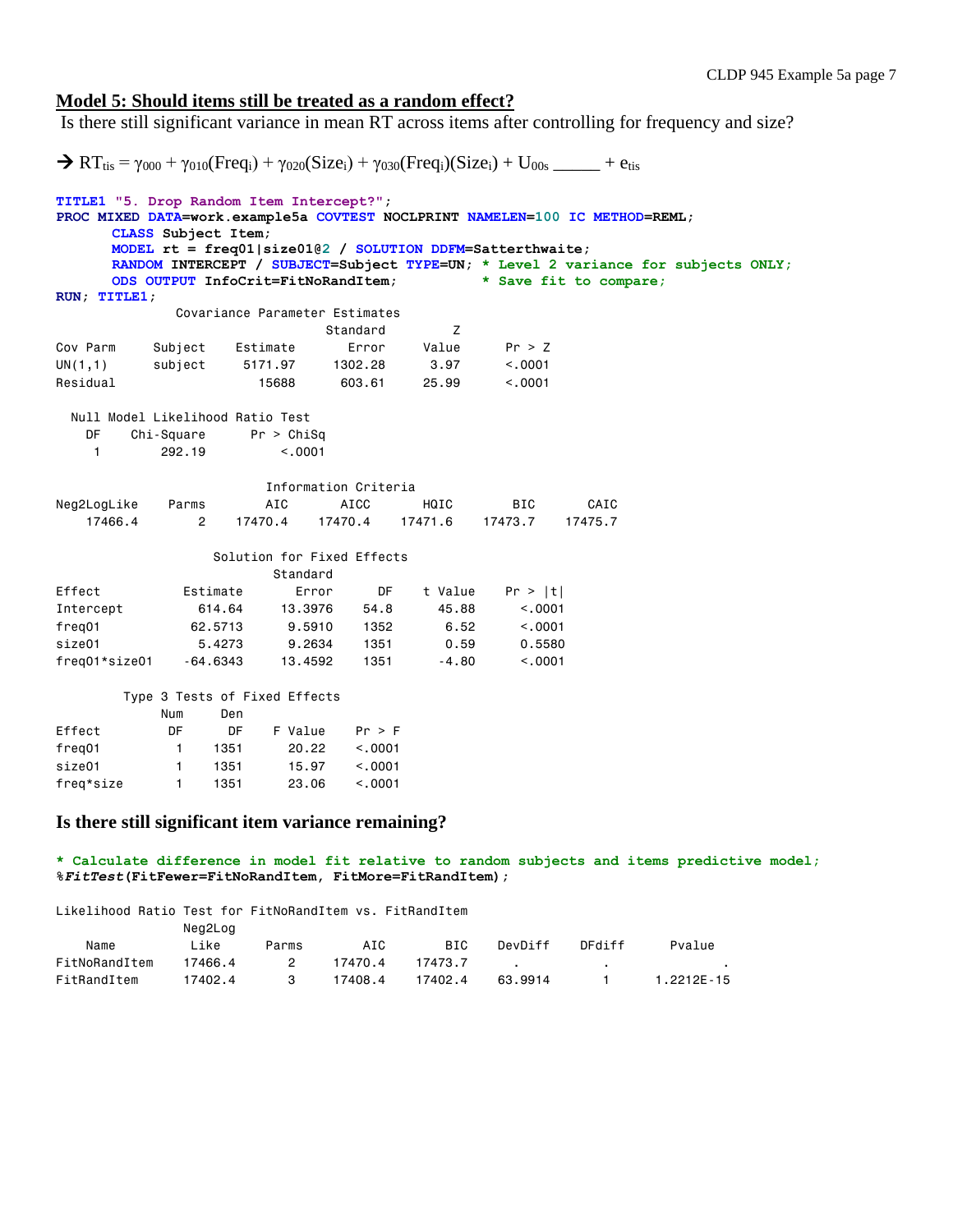## Model 5: Should items still be treated as a random effect?

Is there still significant variance in mean RT across items after controlling for frequency and size?

→ $RT_{tis} = \gamma_{000} + \gamma_{010}(Freq_i) + \gamma_{020}(Size_i) + \gamma_{030}(Freq_i)(Size_i) + U_{00s}$ ______ + $e_{tis}$

```
TITLE1 "5. Drop Random Item Intercept?";
PROC MIXED DATA=work.example5a COVTEST NOCLPRINT NAMELEN=100 IC METHOD=REML;
      CLASS Subject Item;
      MODEL rt = freq01|size01@2 / SOLUTION DDFM=Satterthwaite;
      RANDOM INTERCEPT / SUBJECT=Subject TYPE=UN; * Level 2 variance for subjects ONLY;
      ODS OUTPUT InfoCrit=FitNoRandItem;          * Save fit to compare;
RUN; TITLE1;
```

```
              Covariance Parameter Estimates
                                 Standard         Z
Cov Parm     Subject    Estimate      Error     Value      Pr > Z
UN(1,1)      subject     5171.97    1302.28      3.97      <.0001
Residual                   15688     603.61     25.99      <.0001

  Null Model Likelihood Ratio Test
    DF    Chi-Square      Pr > ChiSq
     1        292.19          <.0001

                        Information Criteria
Neg2LogLike    Parms        AIC       AICC       HQIC        BIC       CAIC
    17466.4        2    17470.4    17470.4    17471.6    17473.7    17475.7

                   Solution for Fixed Effects
                              Standard
Effect           Estimate        Error      DF    t Value    Pr > |t|
Intercept          614.64      13.3976    54.8      45.88      <.0001
freq01            62.5713       9.5910    1352       6.52      <.0001
size01             5.4273       9.2634    1351       0.59      0.5580
freq01*size01    -64.6343      13.4592    1351      -4.80      <.0001

        Type 3 Tests of Fixed Effects
             Num      Den
Effect        DF       DF    F Value    Pr > F
freq01         1     1351      20.22    <.0001
size01         1     1351      15.97    <.0001
freq*size      1     1351      23.06    <.0001
```

### Is there still significant item variance remaining?

```
* Calculate difference in model fit relative to random subjects and items predictive model;
%FitTest(FitFewer=FitNoRandItem, FitMore=FitRandItem);
```

```
Likelihood Ratio Test for FitNoRandItem vs. FitRandItem
                 Neg2Log
    Name          Like       Parms        AIC        BIC     DevDiff     DFdiff        Pvalue
FitNoRandItem    17466.4       2      17470.4    17473.7        .           .               .
FitRandItem      17402.4       3      17408.4    17402.4     63.9914        1       1.2212E-15
```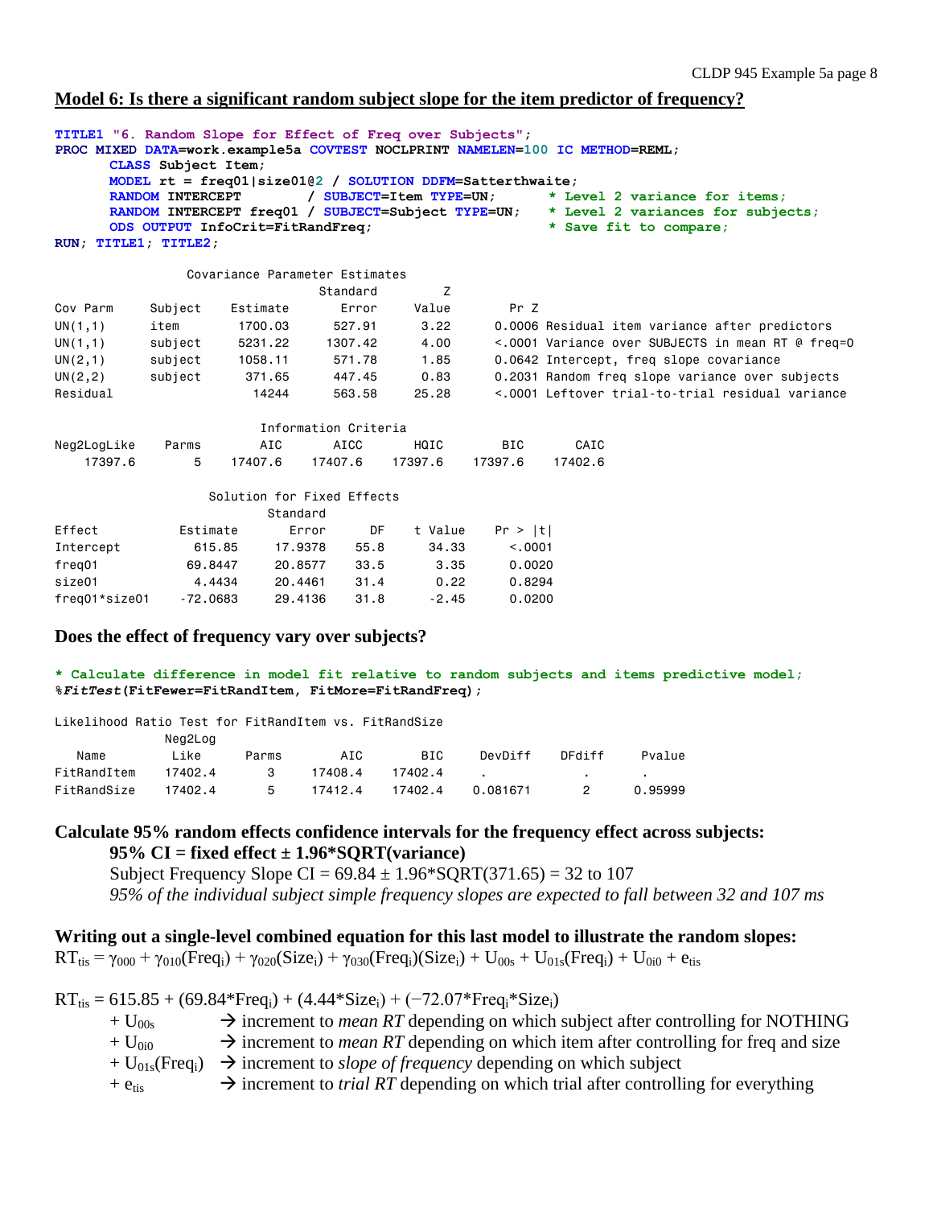## Model 6: Is there a significant random subject slope for the item predictor of frequency?

```
TITLE1 "6. Random Slope for Effect of Freq over Subjects";
PROC MIXED DATA=work.example5a COVTEST NOCLPRINT NAMELEN=100 IC METHOD=REML;
      CLASS Subject Item;
      MODEL rt = freq01|size01@2 / SOLUTION DDFM=Satterthwaite;
      RANDOM INTERCEPT        / SUBJECT=Item TYPE=UN;      * Level 2 variance for items;
      RANDOM INTERCEPT freq01 / SUBJECT=Subject TYPE=UN;   * Level 2 variances for subjects;
      ODS OUTPUT InfoCrit=FitRandFreq;                     * Save fit to compare;
RUN; TITLE1; TITLE2;
```

```
                 Covariance Parameter Estimates
                                     Standard         Z
Cov Parm     Subject    Estimate        Error     Value        Pr Z
UN(1,1)      item        1700.03       527.91      3.22      0.0006 Residual item variance after predictors
UN(1,1)      subject     5231.22      1307.42      4.00      <.0001 Variance over SUBJECTS in mean RT @ freq=0
UN(2,1)      subject     1058.11       571.78      1.85      0.0642 Intercept, freq slope covariance
UN(2,2)      subject      371.65       447.45      0.83      0.2031 Random freq slope variance over subjects
Residual                   14244       563.58     25.28      <.0001 Leftover trial-to-trial residual variance

                         Information Criteria
Neg2LogLike    Parms       AIC       AICC      HQIC       BIC      CAIC
    17397.6        5   17407.6    17407.6   17397.6   17397.6   17402.6

                    Solution for Fixed Effects
                              Standard
Effect          Estimate         Error      DF    t Value    Pr > |t|
Intercept         615.85       17.9378    55.8      34.33      <.0001
freq01           69.8447       20.8577    33.5       3.35      0.0020
size01            4.4434       20.4461    31.4       0.22      0.8294
freq01*size01   -72.0683       29.4136    31.8      -2.45      0.0200
```

### Does the effect of frequency vary over subjects?

```
* Calculate difference in model fit relative to random subjects and items predictive model;
%FitTest(FitFewer=FitRandItem, FitMore=FitRandFreq);
```

```
Likelihood Ratio Test for FitRandItem vs. FitRandSize
              Neg2Log
   Name          Like     Parms       AIC       BIC     DevDiff    DFdiff      Pvalue
FitRandItem   17402.4       3     17408.4   17402.4      .            .           .
FitRandSize   17402.4       5     17412.4   17402.4    0.081671       2       0.95999
```

### Calculate 95% random effects confidence intervals for the frequency effect across subjects:

**95% CI = fixed effect ± 1.96*SQRT(variance)**

Subject Frequency Slope CI = 69.84 ± 1.96*SQRT(371.65) = 32 to 107

*95% of the individual subject simple frequency slopes are expected to fall between 32 and 107 ms*

### Writing out a single-level combined equation for this last model to illustrate the random slopes:

$RT_{tis} = \gamma_{000} + \gamma_{010}(Freq_i) + \gamma_{020}(Size_i) + \gamma_{030}(Freq_i)(Size_i) + U_{00s} + U_{01s}(Freq_i) + U_{0i0} + e_{tis}$

$RT_{tis} = 615.85 + (69.84*Freq_i) + (4.44*Size_i) + (-72.07*Freq_i*Size_i)$

- $+ U_{00s}$ → increment to *mean RT* depending on which subject after controlling for NOTHING
- $+ U_{0i0}$ → increment to *mean RT* depending on which item after controlling for freq and size
- $+ U_{01s}(Freq_i)$ → increment to *slope of frequency* depending on which subject
- $+ e_{tis}$ → increment to *trial RT* depending on which trial after controlling for everything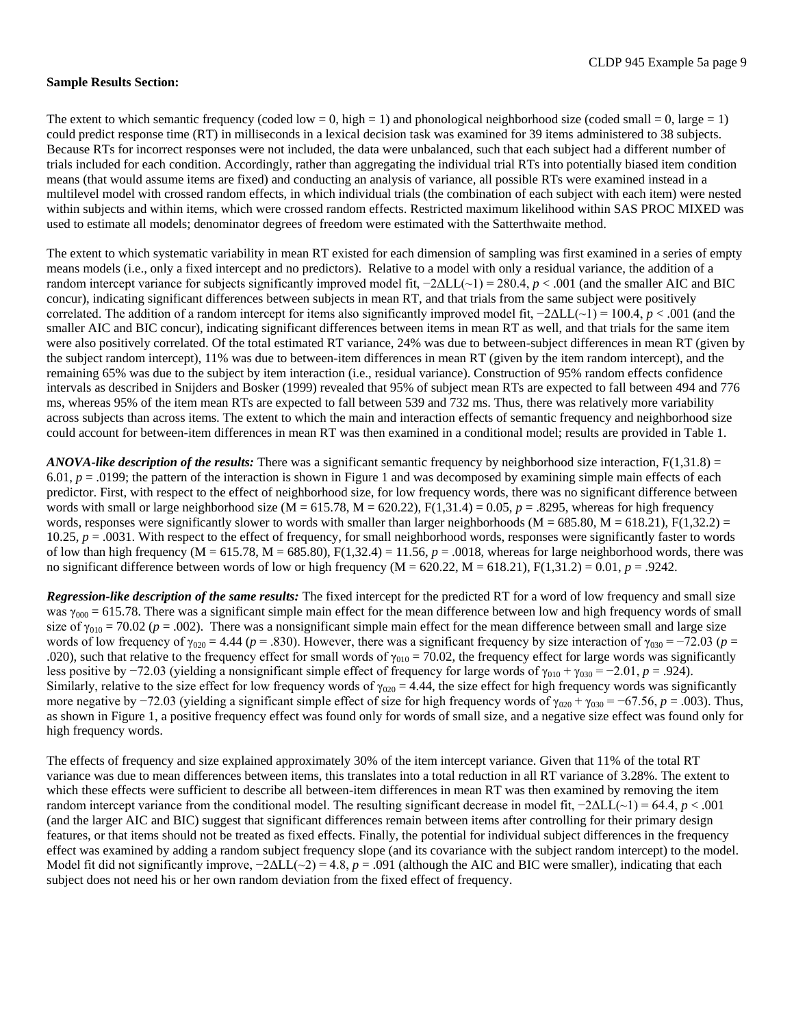**Sample Results Section:**

The extent to which semantic frequency (coded low = 0, high = 1) and phonological neighborhood size (coded small = 0, large = 1) could predict response time (RT) in milliseconds in a lexical decision task was examined for 39 items administered to 38 subjects. Because RTs for incorrect responses were not included, the data were unbalanced, such that each subject had a different number of trials included for each condition. Accordingly, rather than aggregating the individual trial RTs into potentially biased item condition means (that would assume items are fixed) and conducting an analysis of variance, all possible RTs were examined instead in a multilevel model with crossed random effects, in which individual trials (the combination of each subject with each item) were nested within subjects and within items, which were crossed random effects. Restricted maximum likelihood within SAS PROC MIXED was used to estimate all models; denominator degrees of freedom were estimated with the Satterthwaite method.

The extent to which systematic variability in mean RT existed for each dimension of sampling was first examined in a series of empty means models (i.e., only a fixed intercept and no predictors). Relative to a model with only a residual variance, the addition of a random intercept variance for subjects significantly improved model fit, $-2\Delta LL(\sim1) = 280.4$, $p < .001$ (and the smaller AIC and BIC concur), indicating significant differences between subjects in mean RT, and that trials from the same subject were positively correlated. The addition of a random intercept for items also significantly improved model fit, $-2\Delta LL(\sim1) = 100.4$, $p < .001$ (and the smaller AIC and BIC concur), indicating significant differences between items in mean RT as well, and that trials for the same item were also positively correlated. Of the total estimated RT variance, 24% was due to between-subject differences in mean RT (given by the subject random intercept), 11% was due to between-item differences in mean RT (given by the item random intercept), and the remaining 65% was due to the subject by item interaction (i.e., residual variance). Construction of 95% random effects confidence intervals as described in Snijders and Bosker (1999) revealed that 95% of subject mean RTs are expected to fall between 494 and 776 ms, whereas 95% of the item mean RTs are expected to fall between 539 and 732 ms. Thus, there was relatively more variability across subjects than across items. The extent to which the main and interaction effects of semantic frequency and neighborhood size could account for between-item differences in mean RT was then examined in a conditional model; results are provided in Table 1.

***ANOVA-like description of the results:*** There was a significant semantic frequency by neighborhood size interaction, $F(1,31.8) = 6.01$, $p = .0199$; the pattern of the interaction is shown in Figure 1 and was decomposed by examining simple main effects of each predictor. First, with respect to the effect of neighborhood size, for low frequency words, there was no significant difference between words with small or large neighborhood size (M = 615.78, M = 620.22), $F(1,31.4) = 0.05$, $p = .8295$, whereas for high frequency words, responses were significantly slower to words with smaller than larger neighborhoods (M = 685.80, M = 618.21), $F(1,32.2) = 10.25$, $p = .0031$. With respect to the effect of frequency, for small neighborhood words, responses were significantly faster to words of low than high frequency (M = 615.78, M = 685.80), $F(1,32.4) = 11.56$, $p = .0018$, whereas for large neighborhood words, there was no significant difference between words of low or high frequency (M = 620.22, M = 618.21), $F(1,31.2) = 0.01$, $p = .9242$.

***Regression-like description of the same results:*** The fixed intercept for the predicted RT for a word of low frequency and small size was $\gamma_{000} = 615.78$. There was a significant simple main effect for the mean difference between low and high frequency words of small size of $\gamma_{010} = 70.02$ ($p = .002$). There was a nonsignificant simple main effect for the mean difference between small and large size words of low frequency of $\gamma_{020} = 4.44$ ($p = .830$). However, there was a significant frequency by size interaction of $\gamma_{030} = -72.03$ ($p = .020$), such that relative to the frequency effect for small words of $\gamma_{010} = 70.02$, the frequency effect for large words was significantly less positive by −72.03 (yielding a nonsignificant simple effect of frequency for large words of $\gamma_{010} + \gamma_{030} = -2.01$, $p = .924$). Similarly, relative to the size effect for low frequency words of $\gamma_{020} = 4.44$, the size effect for high frequency words was significantly more negative by −72.03 (yielding a significant simple effect of size for high frequency words of $\gamma_{020} + \gamma_{030} = -67.56$, $p = .003$). Thus, as shown in Figure 1, a positive frequency effect was found only for words of small size, and a negative size effect was found only for high frequency words.

The effects of frequency and size explained approximately 30% of the item intercept variance. Given that 11% of the total RT variance was due to mean differences between items, this translates into a total reduction in all RT variance of 3.28%. The extent to which these effects were sufficient to describe all between-item differences in mean RT was then examined by removing the item random intercept variance from the conditional model. The resulting significant decrease in model fit, $-2\Delta LL(\sim1) = 64.4$, $p < .001$ (and the larger AIC and BIC) suggest that significant differences remain between items after controlling for their primary design features, or that items should not be treated as fixed effects. Finally, the potential for individual subject differences in the frequency effect was examined by adding a random subject frequency slope (and its covariance with the subject random intercept) to the model. Model fit did not significantly improve, $-2\Delta LL(\sim2) = 4.8$, $p = .091$ (although the AIC and BIC were smaller), indicating that each subject does not need his or her own random deviation from the fixed effect of frequency.